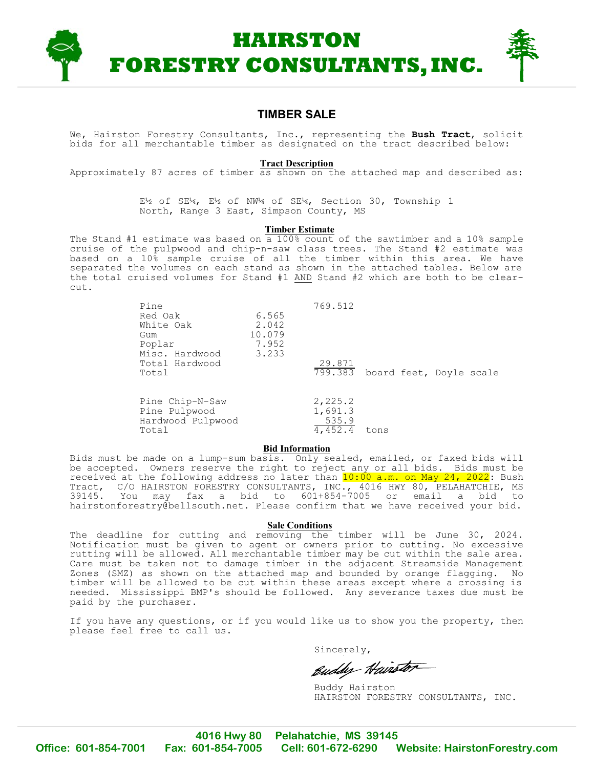# HAIRSTON FORESTRY CONSULTANTS, INC.

## TIMBER SALE

We, Hairston Forestry Consultants, Inc., representing the **Bush Tract**, solicit bids for all merchantable timber as designated on the tract described below:

### Tract Description

Approximately 87 acres of timber as shown on the attached map and described as:

E½ of SE¼, E½ of NW¼ of SE¼, Section 30, Township 1 North, Range 3 East, Simpson County, MS

### Timber Estimate

The Stand #1 estimate was based on a 100% count of the sawtimber and a 10% sample cruise of the pulpwood and chip-n-saw class trees. The Stand #2 estimate was based on a 10% sample cruise of all the timber within this area. We have separated the volumes on each stand as shown in the attached tables. Below are the total cruised volumes for Stand #1 AND Stand #2 which are both to be clear-cut.

| | | | |
|---|---|---|---|
| Pine | | 769.512 | |
| Red Oak | 6.565 | | |
| White Oak | 2.042 | | |
| Gum | 10.079 | | |
| Poplar | 7.952 | | |
| Misc. Hardwood | 3.233 | | |
| Total Hardwood | | 29.871 | |
| Total | | 799.383 | board feet, Doyle scale |

| | | |
|---|---|---|
| Pine Chip-N-Saw | 2,225.2 | |
| Pine Pulpwood | 1,691.3 | |
| Hardwood Pulpwood | 535.9 | |
| Total | 4,452.4 | tons |

### Bid Information

Bids must be made on a lump-sum basis. Only sealed, emailed, or faxed bids will be accepted. Owners reserve the right to reject any or all bids. Bids must be received at the following address no later than 10:00 a.m. on May 24, 2022: Bush Tract, C/O HAIRSTON FORESTRY CONSULTANTS, INC., 4016 HWY 80, PELAHATCHIE, MS 39145. You may fax a bid to 601+854-7005 or email a bid to hairstonforestry@bellsouth.net. Please confirm that we have received your bid.

### Sale Conditions

The deadline for cutting and removing the timber will be June 30, 2024. Notification must be given to agent or owners prior to cutting. No excessive rutting will be allowed. All merchantable timber may be cut within the sale area. Care must be taken not to damage timber in the adjacent Streamside Management Zones (SMZ) as shown on the attached map and bounded by orange flagging. No timber will be allowed to be cut within these areas except where a crossing is needed. Mississippi BMP's should be followed. Any severance taxes due must be paid by the purchaser.

If you have any questions, or if you would like us to show you the property, then please feel free to call us.

Sincerely,

Buddy Hairston

Buddy Hairston
HAIRSTON FORESTRY CONSULTANTS, INC.

4016 Hwy 80 Pelahatchie, MS 39145
Office: 601-854-7001 Fax: 601-854-7005 Cell: 601-672-6290 Website: HairstonForestry.com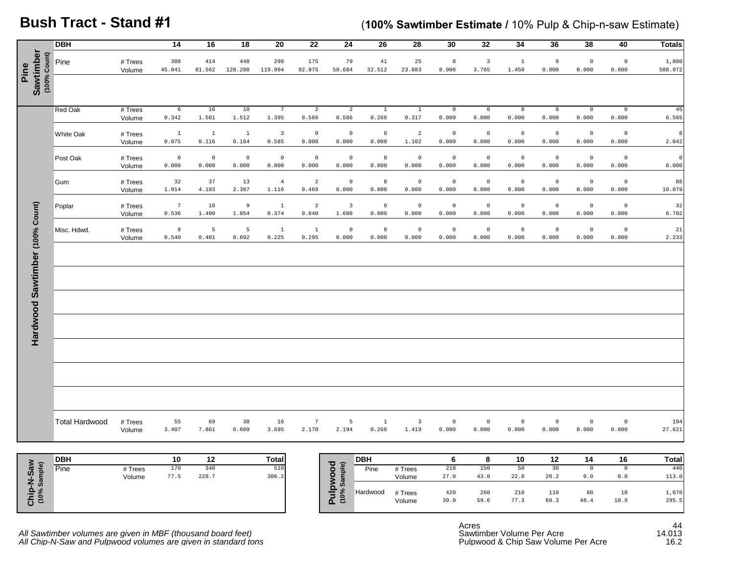# Bush Tract - Stand #1

(**100% Sawtimber Estimate /** 10% Pulp & Chip-n-saw Estimate)

## Pine Sawtimber (100% Count)

| DBH | | 14 | 16 | 18 | 20 | 22 | 24 | 26 | 28 | 30 | 32 | 34 | 36 | 38 | 40 | Totals |
|---|---|---|---|---|---|---|---|---|---|---|---|---|---|---|---|---|
| Pine | # Trees | 388 | 414 | 448 | 298 | 175 | 79 | 41 | 25 | 8 | 3 | 1 | 0 | 0 | 0 | 1,880 |
| | Volume | 45.041 | 81.562 | 128.200 | 119.994 | 92.975 | 50.684 | 32.512 | 23.883 | 8.906 | 3.765 | 1.450 | 0.000 | 0.000 | 0.000 | 588.972 |

## Hardwood Sawtimber (100% Count)

| DBH | | 14 | 16 | 18 | 20 | 22 | 24 | 26 | 28 | 30 | 32 | 34 | 36 | 38 | 40 | Totals |
|---|---|---|---|---|---|---|---|---|---|---|---|---|---|---|---|---|
| Red Oak | # Trees | 6 | 16 | 10 | 7 | 2 | 2 | 1 | 1 | 0 | 0 | 0 | 0 | 0 | 0 | 45 |
| | Volume | 0.342 | 1.581 | 1.512 | 1.395 | 0.566 | 0.586 | 0.266 | 0.317 | 0.000 | 0.000 | 0.000 | 0.000 | 0.000 | 0.000 | 6.565 |
| White Oak | # Trees | 1 | 1 | 1 | 3 | 0 | 0 | 0 | 2 | 0 | 0 | 0 | 0 | 0 | 0 | 8 |
| | Volume | 0.075 | 0.116 | 0.164 | 0.585 | 0.000 | 0.000 | 0.000 | 1.102 | 0.000 | 0.000 | 0.000 | 0.000 | 0.000 | 0.000 | 2.042 |
| Post Oak | # Trees | 0 | 0 | 0 | 0 | 0 | 0 | 0 | 0 | 0 | 0 | 0 | 0 | 0 | 0 | 0 |
| | Volume | 0.000 | 0.000 | 0.000 | 0.000 | 0.000 | 0.000 | 0.000 | 0.000 | 0.000 | 0.000 | 0.000 | 0.000 | 0.000 | 0.000 | 0.000 |
| Gum | # Trees | 32 | 37 | 13 | 4 | 2 | 0 | 0 | 0 | 0 | 0 | 0 | 0 | 0 | 0 | 88 |
| | Volume | 1.914 | 4.193 | 2.387 | 1.116 | 0.469 | 0.000 | 0.000 | 0.000 | 0.000 | 0.000 | 0.000 | 0.000 | 0.000 | 0.000 | 10.079 |
| Poplar | # Trees | 7 | 10 | 9 | 1 | 2 | 3 | 0 | 0 | 0 | 0 | 0 | 0 | 0 | 0 | 32 |
| | Volume | 0.536 | 1.490 | 1.854 | 0.374 | 0.840 | 1.608 | 0.000 | 0.000 | 0.000 | 0.000 | 0.000 | 0.000 | 0.000 | 0.000 | 6.702 |
| Misc. Hdwd. | # Trees | 9 | 5 | 5 | 1 | 1 | 0 | 0 | 0 | 0 | 0 | 0 | 0 | 0 | 0 | 21 |
| | Volume | 0.540 | 0.481 | 0.692 | 0.225 | 0.295 | 0.000 | 0.000 | 0.000 | 0.000 | 0.000 | 0.000 | 0.000 | 0.000 | 0.000 | 2.233 |
| Total Hardwood | # Trees | 55 | 69 | 38 | 16 | 7 | 5 | 1 | 3 | 0 | 0 | 0 | 0 | 0 | 0 | 194 |
| | Volume | 3.407 | 7.861 | 6.609 | 3.695 | 2.170 | 2.194 | 0.266 | 1.419 | 0.000 | 0.000 | 0.000 | 0.000 | 0.000 | 0.000 | 27.621 |

## Chip-N-Saw (10% Sample)

| DBH | | 10 | 12 | Total |
|---|---|---|---|---|
| Pine | # Trees | 170 | 340 | 510 |
| | Volume | 77.5 | 228.7 | 306.2 |

## Pulpwood (10% Sample)

| DBH | | 6 | 8 | 10 | 12 | 14 | 16 | Total |
|---|---|---|---|---|---|---|---|---|
| Pine | # Trees | 210 | 150 | 50 | 30 | 0 | 0 | 440 |
| | Volume | 27.0 | 43.0 | 22.8 | 20.2 | 0.0 | 0.0 | 113.0 |
| Hardwood | # Trees | 420 | 260 | 210 | 110 | 60 | 10 | 1,070 |
| | Volume | 39.0 | 59.6 | 77.3 | 60.3 | 48.4 | 10.9 | 295.5 |

*All Sawtimber volumes are given in MBF (thousand board feet)*
*All Chip-N-Saw and Pulpwood volumes are given in standard tons*

| | |
|---|---|
| Acres | 44 |
| Sawtimber Volume Per Acre | 14.013 |
| Pulpwood & Chip Saw Volume Per Acre | 16.2 |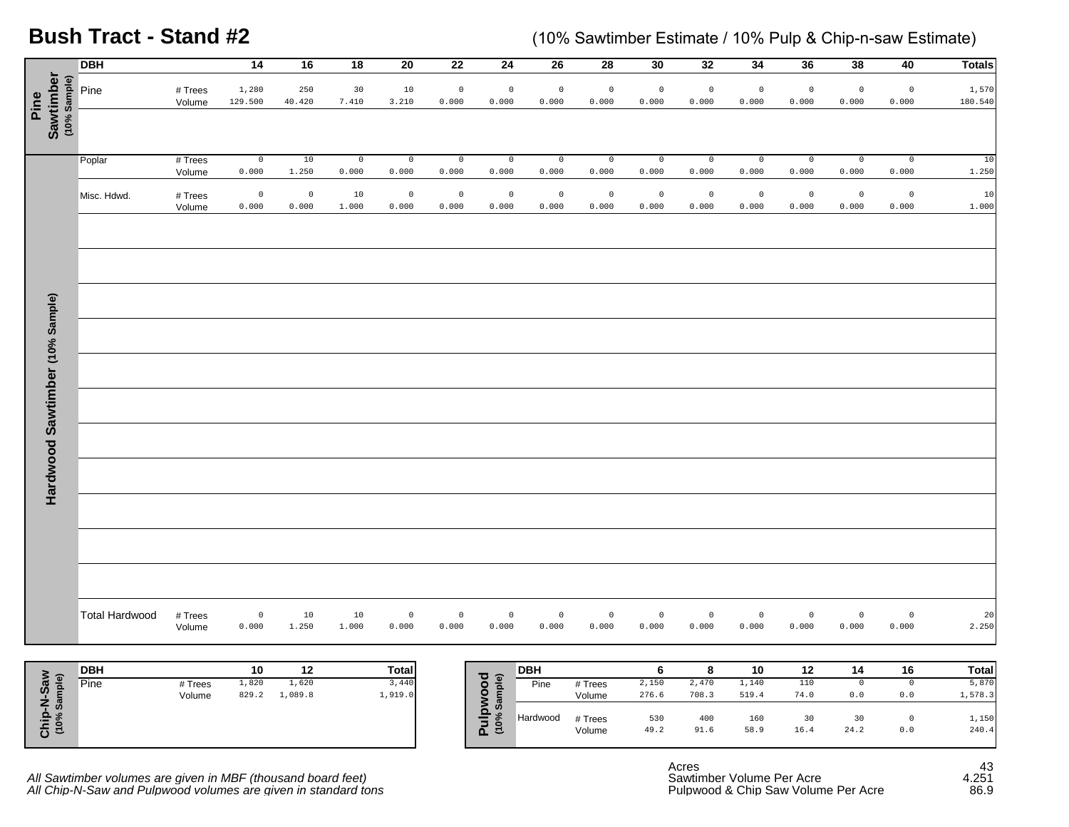# Bush Tract - Stand #2

(10% Sawtimber Estimate / 10% Pulp & Chip-n-saw Estimate)

## Pine Sawtimber (10% Sample)

| DBH | | 14 | 16 | 18 | 20 | 22 | 24 | 26 | 28 | 30 | 32 | 34 | 36 | 38 | 40 | Totals |
|---|---|---|---|---|---|---|---|---|---|---|---|---|---|---|---|---|
| Pine | # Trees | 1,280 | 250 | 30 | 10 | 0 | 0 | 0 | 0 | 0 | 0 | 0 | 0 | 0 | 0 | 1,570 |
| | Volume | 129.500 | 40.420 | 7.410 | 3.210 | 0.000 | 0.000 | 0.000 | 0.000 | 0.000 | 0.000 | 0.000 | 0.000 | 0.000 | 0.000 | 180.540 |

## Hardwood Sawtimber (10% Sample)

| DBH | | 14 | 16 | 18 | 20 | 22 | 24 | 26 | 28 | 30 | 32 | 34 | 36 | 38 | 40 | Totals |
|---|---|---|---|---|---|---|---|---|---|---|---|---|---|---|---|---|
| Poplar | # Trees | 0 | 10 | 0 | 0 | 0 | 0 | 0 | 0 | 0 | 0 | 0 | 0 | 0 | 0 | 10 |
| | Volume | 0.000 | 1.250 | 0.000 | 0.000 | 0.000 | 0.000 | 0.000 | 0.000 | 0.000 | 0.000 | 0.000 | 0.000 | 0.000 | 0.000 | 1.250 |
| Misc. Hdwd. | # Trees | 0 | 0 | 10 | 0 | 0 | 0 | 0 | 0 | 0 | 0 | 0 | 0 | 0 | 0 | 10 |
| | Volume | 0.000 | 0.000 | 1.000 | 0.000 | 0.000 | 0.000 | 0.000 | 0.000 | 0.000 | 0.000 | 0.000 | 0.000 | 0.000 | 0.000 | 1.000 |
| Total Hardwood | # Trees | 0 | 10 | 10 | 0 | 0 | 0 | 0 | 0 | 0 | 0 | 0 | 0 | 0 | 0 | 20 |
| | Volume | 0.000 | 1.250 | 1.000 | 0.000 | 0.000 | 0.000 | 0.000 | 0.000 | 0.000 | 0.000 | 0.000 | 0.000 | 0.000 | 0.000 | 2.250 |

## Chip-N-Saw (10% Sample)

| DBH | | 10 | 12 | Total |
|---|---|---|---|---|
| Pine | # Trees | 1,820 | 1,620 | 3,440 |
| | Volume | 829.2 | 1,089.8 | 1,919.0 |

## Pulpwood (10% Sample)

| DBH | | 6 | 8 | 10 | 12 | 14 | 16 | Total |
|---|---|---|---|---|---|---|---|---|
| Pine | # Trees | 2,150 | 2,470 | 1,140 | 110 | 0 | 0 | 5,870 |
| | Volume | 276.6 | 708.3 | 519.4 | 74.0 | 0.0 | 0.0 | 1,578.3 |
| Hardwood | # Trees | 530 | 400 | 160 | 30 | 30 | 0 | 1,150 |
| | Volume | 49.2 | 91.6 | 58.9 | 16.4 | 24.2 | 0.0 | 240.4 |

| | |
|---|---|
| Acres | 43 |
| Sawtimber Volume Per Acre | 4.251 |
| Pulpwood & Chip Saw Volume Per Acre | 86.9 |

*All Sawtimber volumes are given in MBF (thousand board feet)*
*All Chip-N-Saw and Pulpwood volumes are given in standard tons*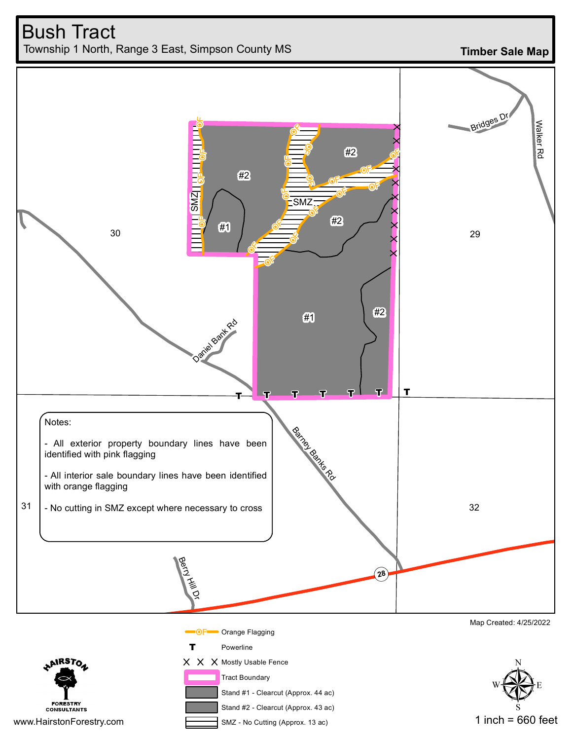# Bush Tract

Township 1 North, Range 3 East, Simpson County MS

**Timber Sale Map**

Notes:

- All exterior property boundary lines have been identified with pink flagging
- All interior sale boundary lines have been identified with orange flagging
- No cutting in SMZ except where necessary to cross

Map Created: 4/25/2022

| Legend | |
| --- | --- |
| OF | Orange Flagging |
| T | Powerline |
| X X X | Mostly Usable Fence |
| | Tract Boundary |
| | Stand #1 - Clearcut (Approx. 44 ac) |
| | Stand #2 - Clearcut (Approx. 43 ac) |
| | SMZ - No Cutting (Approx. 13 ac) |

HAIRSTON FORESTRY CONSULTANTS

www.HairstonForestry.com

1 inch = 660 feet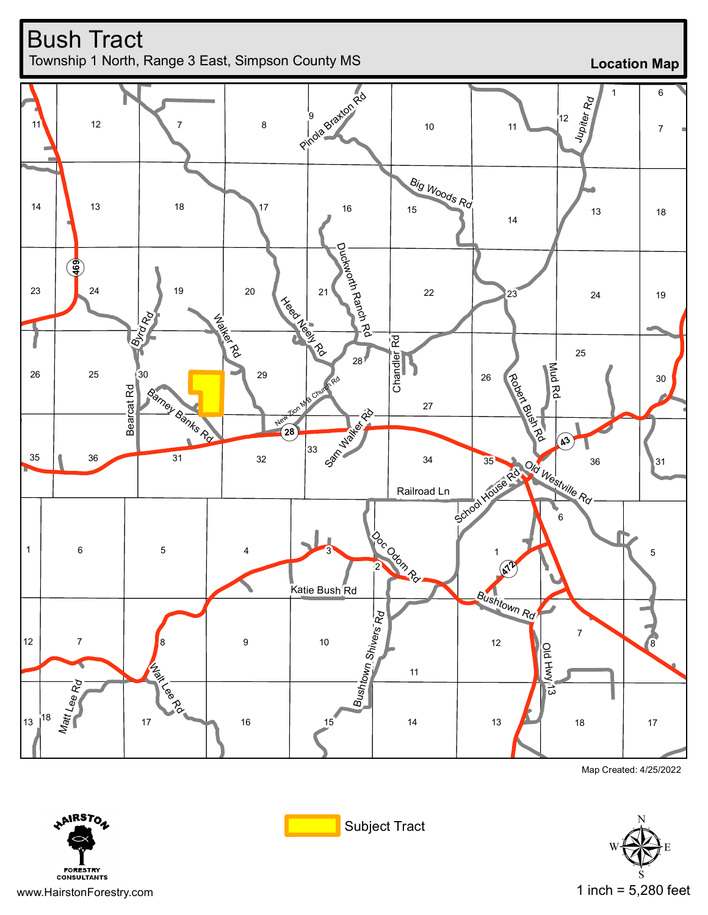# Bush Tract

Township 1 North, Range 3 East, Simpson County MS

**Location Map**

Pinola Braxton Rd
Jupiter Rd
Big Woods Rd
Duckworth Ranch Rd
Heed Neely Rd
Byrd Rd
Walker Rd
Chandler Rd
Mud Rd
Robert Bush Rd
Bearcat Rd
Barney Banks Rd
New Zion M/B Church Rd
Sam Walker Rd
Old Westville Rd
School House Rd
Railroad Ln
Doc Odom Rd
Katie Bush Rd
Bushtown Rd
Bushtown Shivers Rd
Old Hwy 13
Matt Lee Rd
Walt Lee Rd
469
28
43
472

11 12 7 8 9 10 11 12 1 6 7
14 13 18 17 16 15 14 13 18
23 24 19 20 21 22 23 24 19
26 25 30 29 28 27 26 25 30
35 36 31 32 33 34 35 36 31
1 6 5 4 3 2 1 6 5
12 7 8 9 10 11 12 7 8
13 18 17 16 15 14 13 18 17

Map Created: 4/25/2022

HAIRSTON FORESTRY CONSULTANTS

www.HairstonForestry.com

Subject Tract

N S E W

1 inch = 5,280 feet